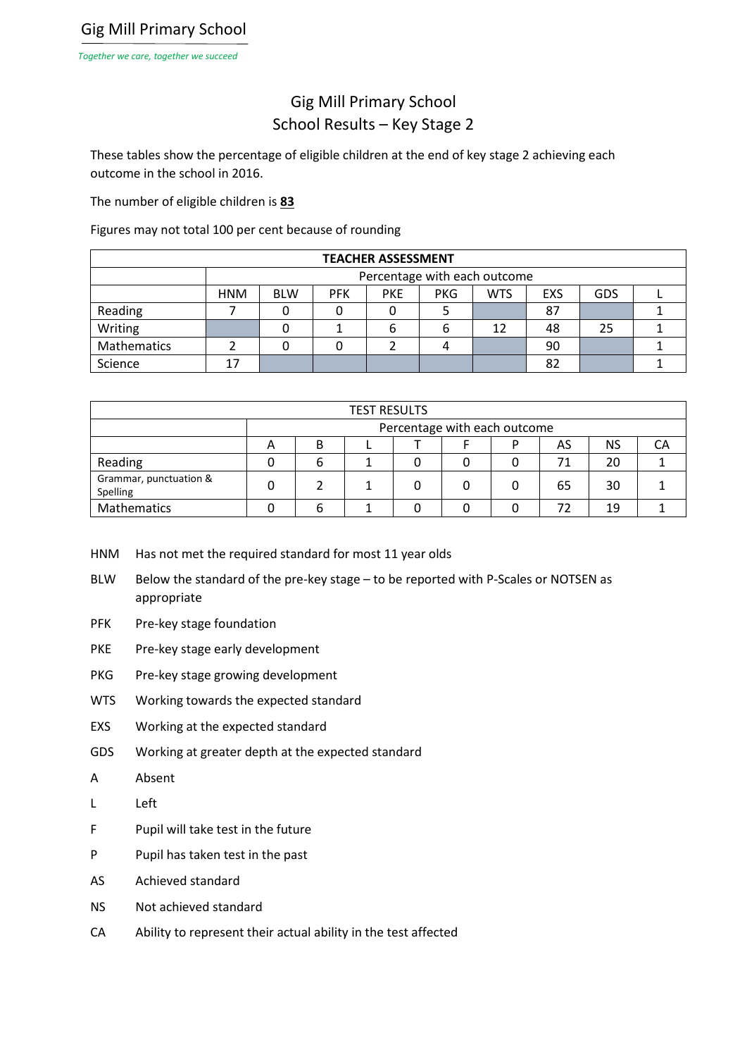Gig Mill Primary School

*Together we care, together we succeed*

# Gig Mill Primary School
## School Results – Key Stage 2

These tables show the percentage of eligible children at the end of key stage 2 achieving each outcome in the school in 2016.

The number of eligible children is **83**

Figures may not total 100 per cent because of rounding

| TEACHER ASSESSMENT | | | | | | | | | |
|---|---|---|---|---|---|---|---|---|---|
| | Percentage with each outcome | | | | | | | | |
| | HNM | BLW | PFK | PKE | PKG | WTS | EXS | GDS | L |
| Reading | 7 | 0 | 0 | 0 | 5 | | 87 | | 1 |
| Writing | | 0 | 1 | 6 | 6 | 12 | 48 | 25 | 1 |
| Mathematics | 2 | 0 | 0 | 2 | 4 | | 90 | | 1 |
| Science | 17 | | | | | | 82 | | 1 |

| TEST RESULTS | | | | | | | | | |
|---|---|---|---|---|---|---|---|---|---|
| | Percentage with each outcome | | | | | | | | |
| | A | B | L | T | F | P | AS | NS | CA |
| Reading | 0 | 6 | 1 | 0 | 0 | 0 | 71 | 20 | 1 |
| Grammar, punctuation & Spelling | 0 | 2 | 1 | 0 | 0 | 0 | 65 | 30 | 1 |
| Mathematics | 0 | 6 | 1 | 0 | 0 | 0 | 72 | 19 | 1 |

HNM Has not met the required standard for most 11 year olds

BLW Below the standard of the pre-key stage – to be reported with P-Scales or NOTSEN as appropriate

PFK Pre-key stage foundation

PKE Pre-key stage early development

PKG Pre-key stage growing development

WTS Working towards the expected standard

EXS Working at the expected standard

GDS Working at greater depth at the expected standard

A Absent

L Left

F Pupil will take test in the future

P Pupil has taken test in the past

AS Achieved standard

NS Not achieved standard

CA Ability to represent their actual ability in the test affected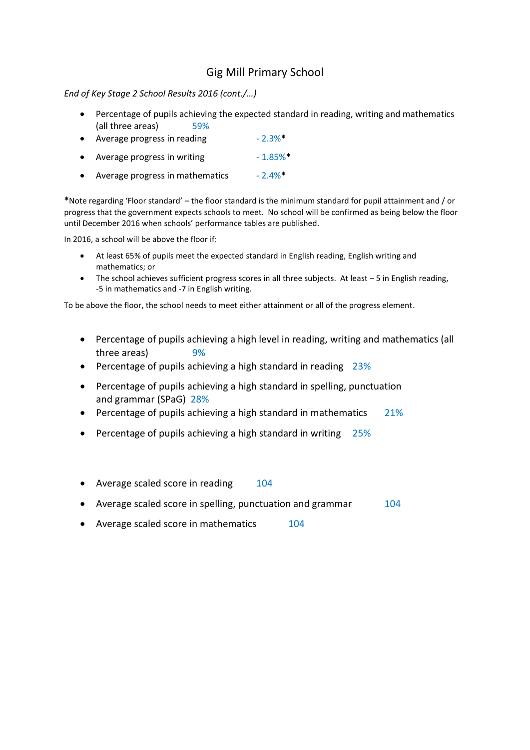# Gig Mill Primary School

*End of Key Stage 2 School Results 2016 (cont./…)*

- Percentage of pupils achieving the expected standard in reading, writing and mathematics (all three areas) 59%
- Average progress in reading - 2.3%*
- Average progress in writing - 1.85%*
- Average progress in mathematics - 2.4%*

*Note regarding 'Floor standard' – the floor standard is the minimum standard for pupil attainment and / or progress that the government expects schools to meet. No school will be confirmed as being below the floor until December 2016 when schools' performance tables are published.

In 2016, a school will be above the floor if:

- At least 65% of pupils meet the expected standard in English reading, English writing and mathematics; or
- The school achieves sufficient progress scores in all three subjects. At least – 5 in English reading, -5 in mathematics and -7 in English writing.

To be above the floor, the school needs to meet either attainment or all of the progress element.

- Percentage of pupils achieving a high level in reading, writing and mathematics (all three areas) 9%
- Percentage of pupils achieving a high standard in reading 23%
- Percentage of pupils achieving a high standard in spelling, punctuation and grammar (SPaG) 28%
- Percentage of pupils achieving a high standard in mathematics 21%
- Percentage of pupils achieving a high standard in writing 25%

- Average scaled score in reading 104
- Average scaled score in spelling, punctuation and grammar 104
- Average scaled score in mathematics 104